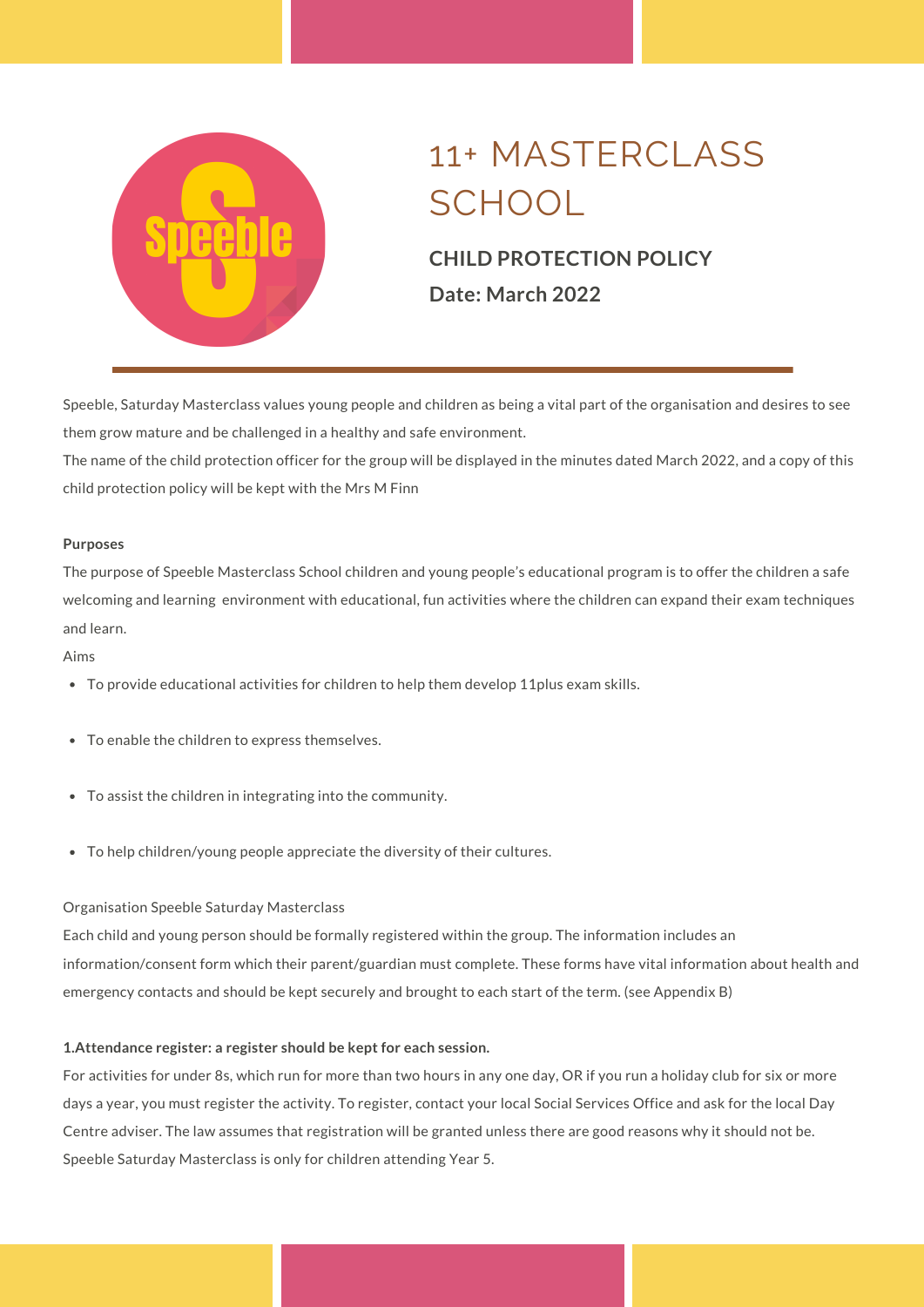# 11+ MASTERCLASS SCHOOL

**CHILD PROTECTION POLICY**

**Date: March 2022**

Speeble, Saturday Masterclass values young people and children as being a vital part of the organisation and desires to see them grow mature and be challenged in a healthy and safe environment.

The name of the child protection officer for the group will be displayed in the minutes dated March 2022, and a copy of this child protection policy will be kept with the Mrs M Finn

**Purposes**

The purpose of Speeble Masterclass School children and young people's educational program is to offer the children a safe welcoming and learning environment with educational, fun activities where the children can expand their exam techniques and learn.

Aims

- To provide educational activities for children to help them develop 11plus exam skills.
- To enable the children to express themselves.
- To assist the children in integrating into the community.
- To help children/young people appreciate the diversity of their cultures.

Organisation Speeble Saturday Masterclass

Each child and young person should be formally registered within the group. The information includes an information/consent form which their parent/guardian must complete. These forms have vital information about health and emergency contacts and should be kept securely and brought to each start of the term. (see Appendix B)

**1.Attendance register: a register should be kept for each session.**

For activities for under 8s, which run for more than two hours in any one day, OR if you run a holiday club for six or more days a year, you must register the activity. To register, contact your local Social Services Office and ask for the local Day Centre adviser. The law assumes that registration will be granted unless there are good reasons why it should not be. Speeble Saturday Masterclass is only for children attending Year 5.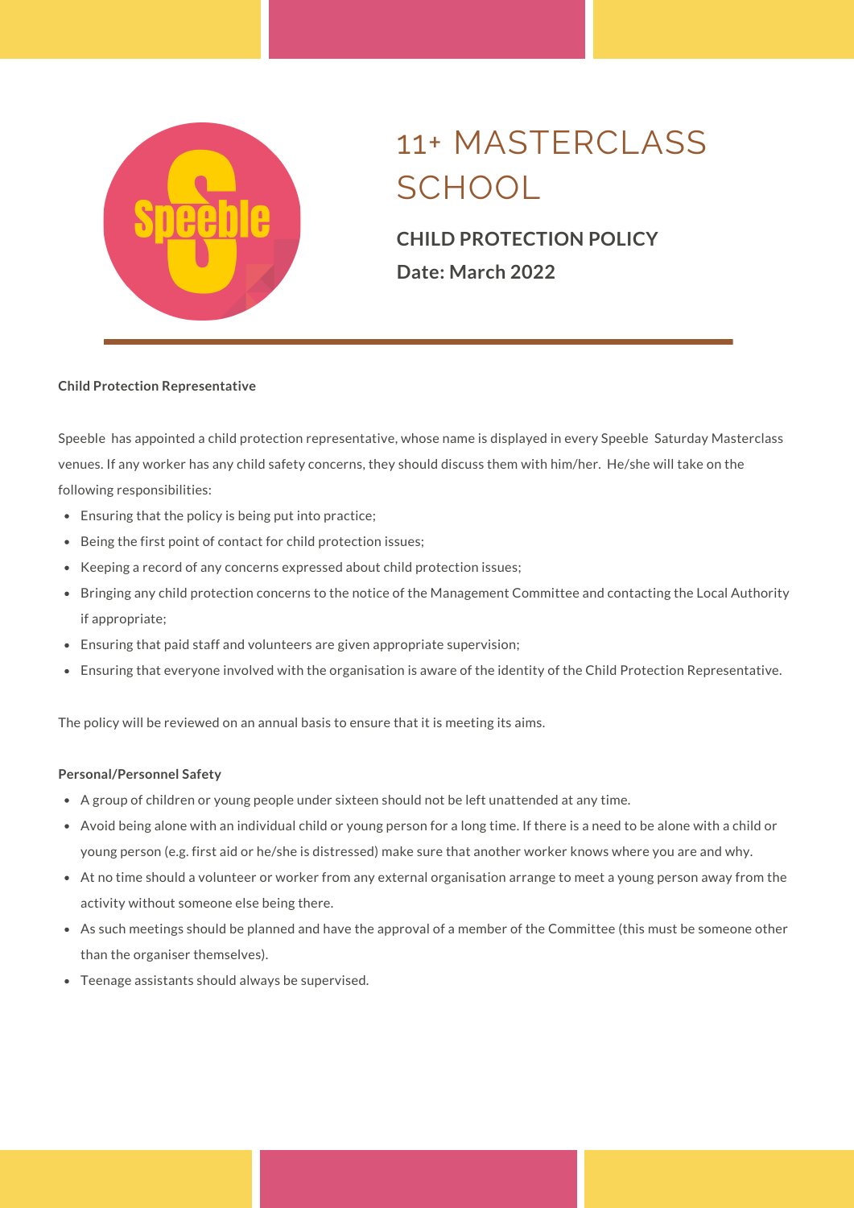# 11+ MASTERCLASS SCHOOL

**CHILD PROTECTION POLICY**

**Date: March 2022**

---

**Child Protection Representative**

Speeble has appointed a child protection representative, whose name is displayed in every Speeble Saturday Masterclass venues. If any worker has any child safety concerns, they should discuss them with him/her. He/she will take on the following responsibilities:

- Ensuring that the policy is being put into practice;
- Being the first point of contact for child protection issues;
- Keeping a record of any concerns expressed about child protection issues;
- Bringing any child protection concerns to the notice of the Management Committee and contacting the Local Authority if appropriate;
- Ensuring that paid staff and volunteers are given appropriate supervision;
- Ensuring that everyone involved with the organisation is aware of the identity of the Child Protection Representative.

The policy will be reviewed on an annual basis to ensure that it is meeting its aims.

**Personal/Personnel Safety**

- A group of children or young people under sixteen should not be left unattended at any time.
- Avoid being alone with an individual child or young person for a long time. If there is a need to be alone with a child or young person (e.g. first aid or he/she is distressed) make sure that another worker knows where you are and why.
- At no time should a volunteer or worker from any external organisation arrange to meet a young person away from the activity without someone else being there.
- As such meetings should be planned and have the approval of a member of the Committee (this must be someone other than the organiser themselves).
- Teenage assistants should always be supervised.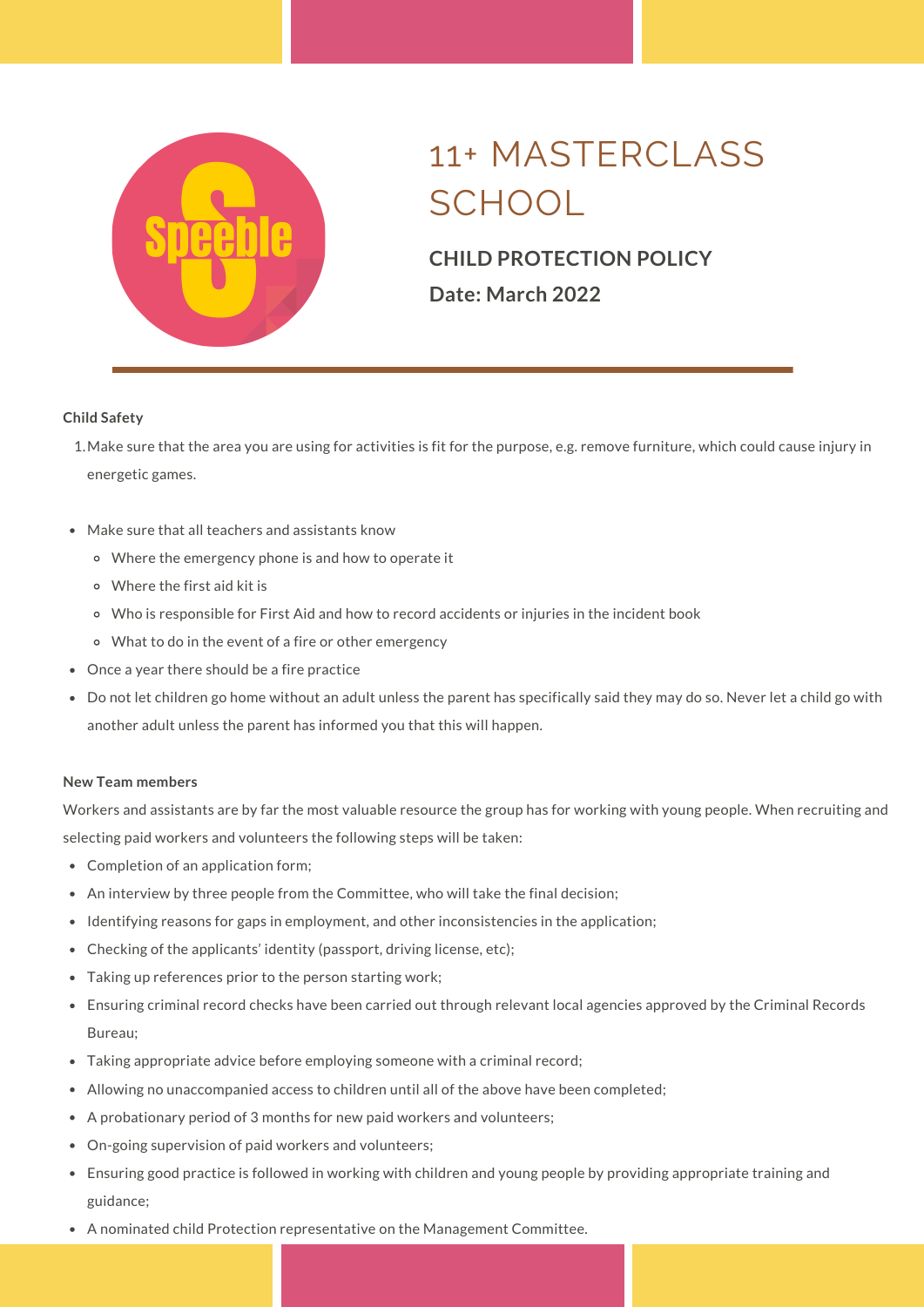# 11+ MASTERCLASS SCHOOL

**CHILD PROTECTION POLICY**

**Date: March 2022**

**Child Safety**

1. Make sure that the area you are using for activities is fit for the purpose, e.g. remove furniture, which could cause injury in energetic games.

- Make sure that all teachers and assistants know
  - Where the emergency phone is and how to operate it
  - Where the first aid kit is
  - Who is responsible for First Aid and how to record accidents or injuries in the incident book
  - What to do in the event of a fire or other emergency
- Once a year there should be a fire practice
- Do not let children go home without an adult unless the parent has specifically said they may do so. Never let a child go with another adult unless the parent has informed you that this will happen.

**New Team members**

Workers and assistants are by far the most valuable resource the group has for working with young people. When recruiting and selecting paid workers and volunteers the following steps will be taken:

- Completion of an application form;
- An interview by three people from the Committee, who will take the final decision;
- Identifying reasons for gaps in employment, and other inconsistencies in the application;
- Checking of the applicants' identity (passport, driving license, etc);
- Taking up references prior to the person starting work;
- Ensuring criminal record checks have been carried out through relevant local agencies approved by the Criminal Records Bureau;
- Taking appropriate advice before employing someone with a criminal record;
- Allowing no unaccompanied access to children until all of the above have been completed;
- A probationary period of 3 months for new paid workers and volunteers;
- On-going supervision of paid workers and volunteers;
- Ensuring good practice is followed in working with children and young people by providing appropriate training and guidance;
- A nominated child Protection representative on the Management Committee.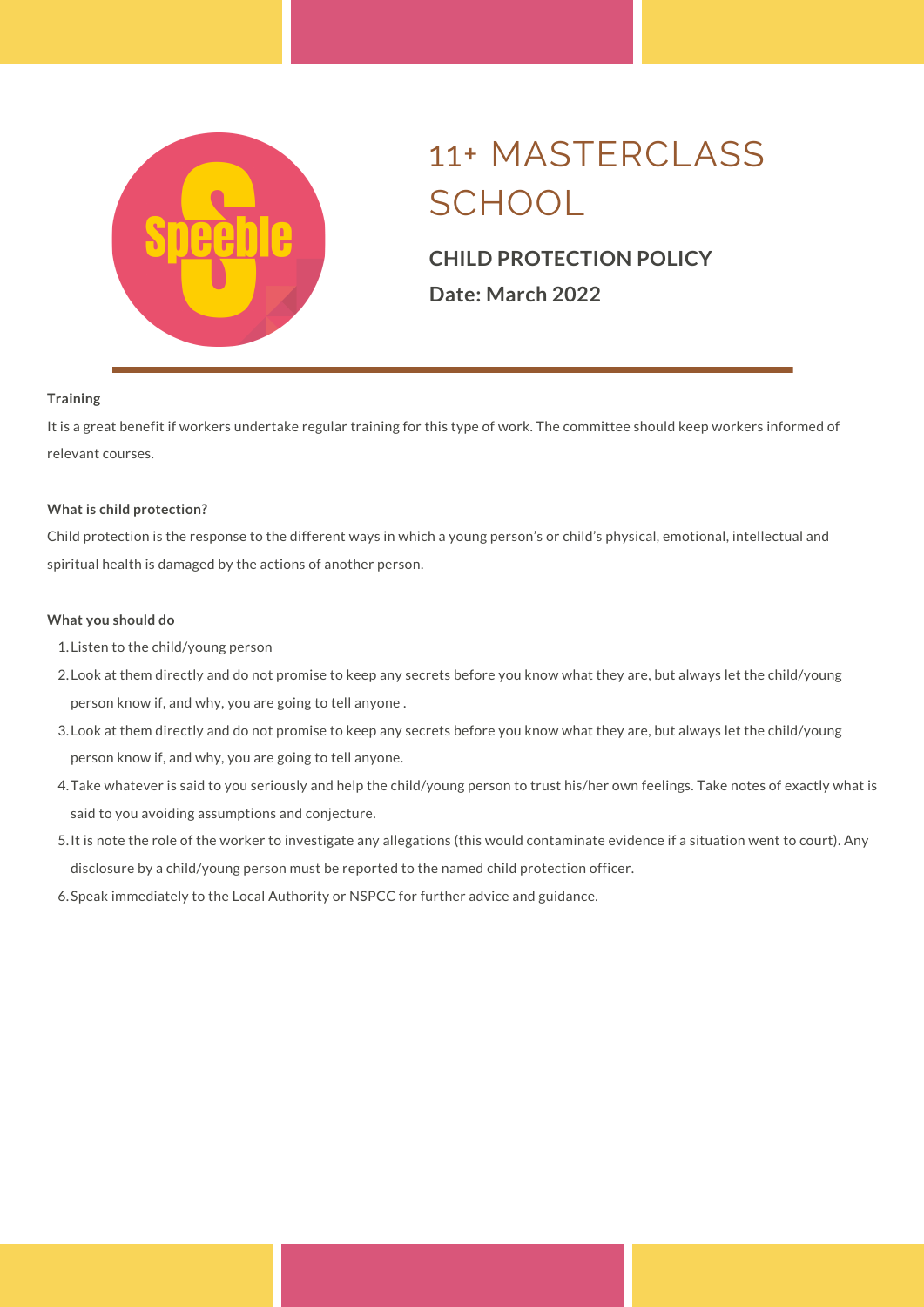# 11+ MASTERCLASS SCHOOL

**CHILD PROTECTION POLICY**

**Date: March 2022**

**Training**

It is a great benefit if workers undertake regular training for this type of work. The committee should keep workers informed of relevant courses.

**What is child protection?**

Child protection is the response to the different ways in which a young person's or child's physical, emotional, intellectual and spiritual health is damaged by the actions of another person.

**What you should do**

1. Listen to the child/young person
2. Look at them directly and do not promise to keep any secrets before you know what they are, but always let the child/young person know if, and why, you are going to tell anyone .
3. Look at them directly and do not promise to keep any secrets before you know what they are, but always let the child/young person know if, and why, you are going to tell anyone.
4. Take whatever is said to you seriously and help the child/young person to trust his/her own feelings. Take notes of exactly what is said to you avoiding assumptions and conjecture.
5. It is note the role of the worker to investigate any allegations (this would contaminate evidence if a situation went to court). Any disclosure by a child/young person must be reported to the named child protection officer.
6. Speak immediately to the Local Authority or NSPCC for further advice and guidance.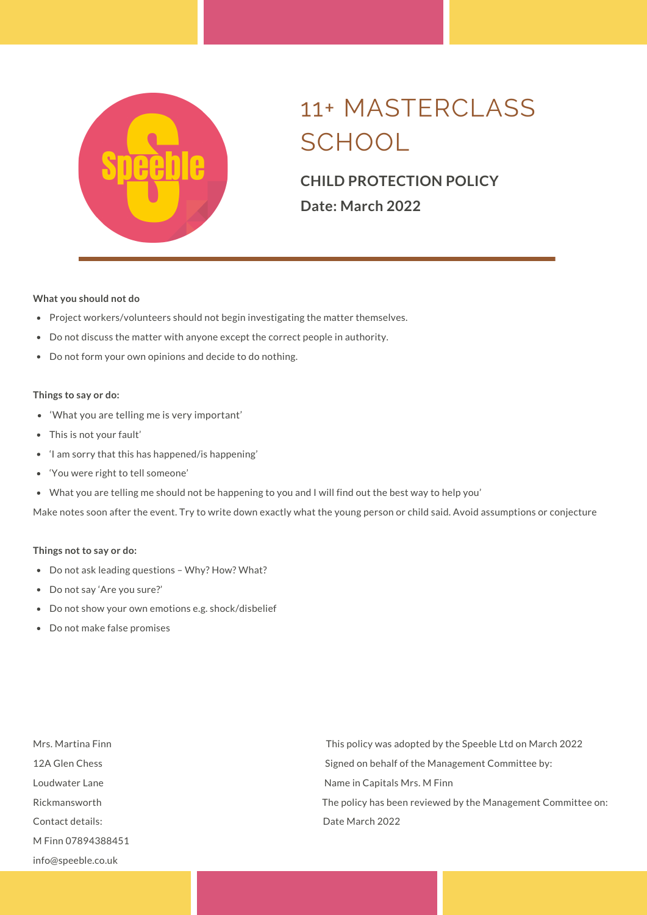# 11+ MASTERCLASS SCHOOL

**CHILD PROTECTION POLICY**

**Date: March 2022**

**What you should not do**

- Project workers/volunteers should not begin investigating the matter themselves.
- Do not discuss the matter with anyone except the correct people in authority.
- Do not form your own opinions and decide to do nothing.

**Things to say or do:**

- 'What you are telling me is very important'
- This is not your fault'
- 'I am sorry that this has happened/is happening'
- 'You were right to tell someone'
- What you are telling me should not be happening to you and I will find out the best way to help you'

Make notes soon after the event. Try to write down exactly what the young person or child said. Avoid assumptions or conjecture

**Things not to say or do:**

- Do not ask leading questions – Why? How? What?
- Do not say 'Are you sure?'
- Do not show your own emotions e.g. shock/disbelief
- Do not make false promises

Mrs. Martina Finn
12A Glen Chess
Loudwater Lane
Rickmansworth
Contact details:
M Finn 07894388451
info@speeble.co.uk

This policy was adopted by the Speeble Ltd on March 2022
Signed on behalf of the Management Committee by:
Name in Capitals Mrs. M Finn
The policy has been reviewed by the Management Committee on:
Date March 2022